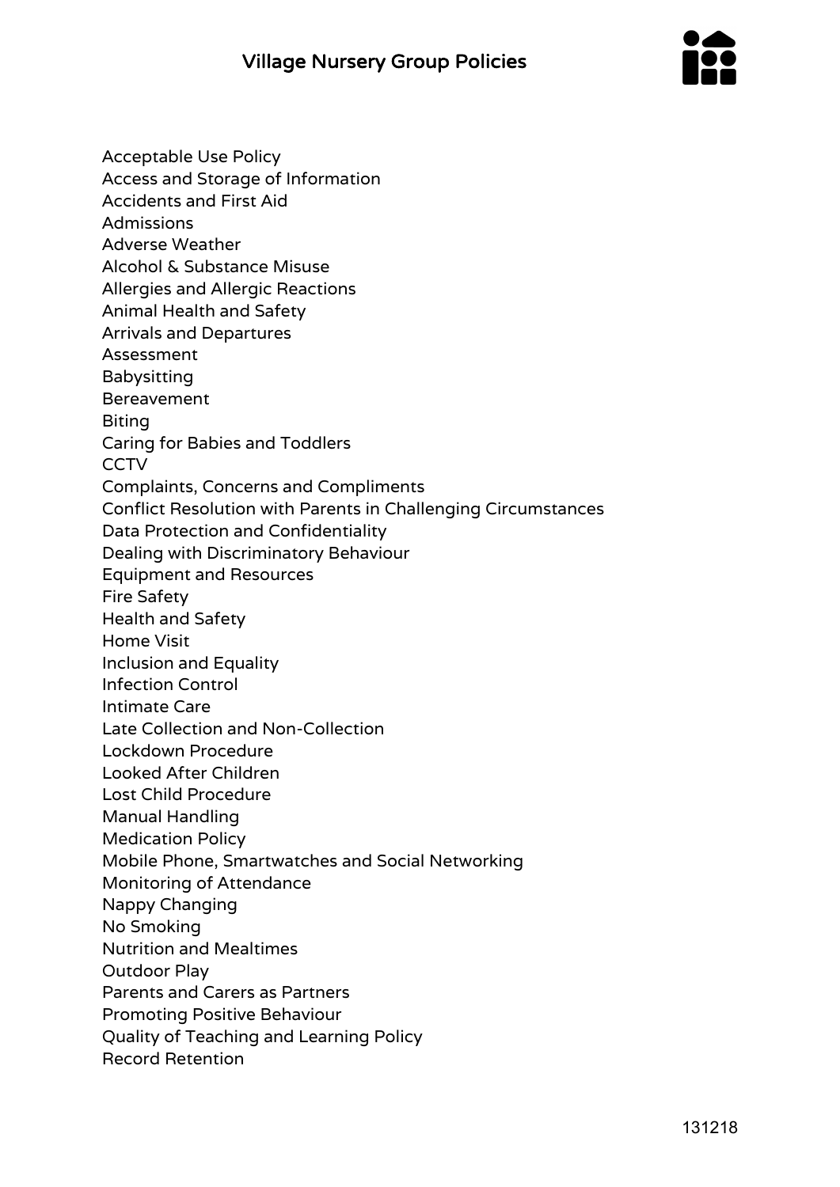# Village Nursery Group Policies

Acceptable Use Policy
Access and Storage of Information
Accidents and First Aid
Admissions
Adverse Weather
Alcohol & Substance Misuse
Allergies and Allergic Reactions
Animal Health and Safety
Arrivals and Departures
Assessment
Babysitting
Bereavement
Biting
Caring for Babies and Toddlers
CCTV
Complaints, Concerns and Compliments
Conflict Resolution with Parents in Challenging Circumstances
Data Protection and Confidentiality
Dealing with Discriminatory Behaviour
Equipment and Resources
Fire Safety
Health and Safety
Home Visit
Inclusion and Equality
Infection Control
Intimate Care
Late Collection and Non-Collection
Lockdown Procedure
Looked After Children
Lost Child Procedure
Manual Handling
Medication Policy
Mobile Phone, Smartwatches and Social Networking
Monitoring of Attendance
Nappy Changing
No Smoking
Nutrition and Mealtimes
Outdoor Play
Parents and Carers as Partners
Promoting Positive Behaviour
Quality of Teaching and Learning Policy
Record Retention

131218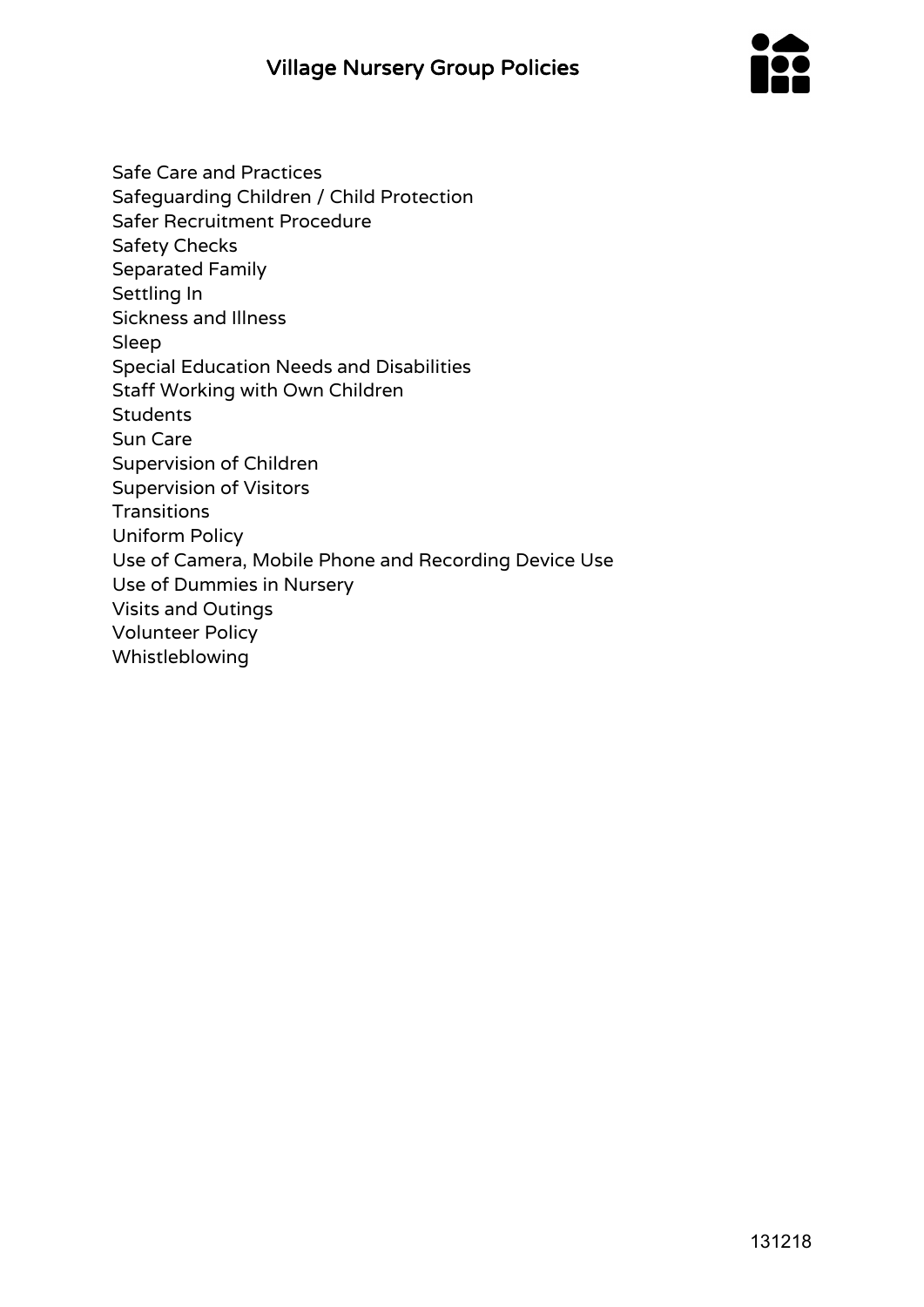Safe Care and Practices
Safeguarding Children / Child Protection
Safer Recruitment Procedure
Safety Checks
Separated Family
Settling In
Sickness and Illness
Sleep
Special Education Needs and Disabilities
Staff Working with Own Children
Students
Sun Care
Supervision of Children
Supervision of Visitors
Transitions
Uniform Policy
Use of Camera, Mobile Phone and Recording Device Use
Use of Dummies in Nursery
Visits and Outings
Volunteer Policy
Whistleblowing